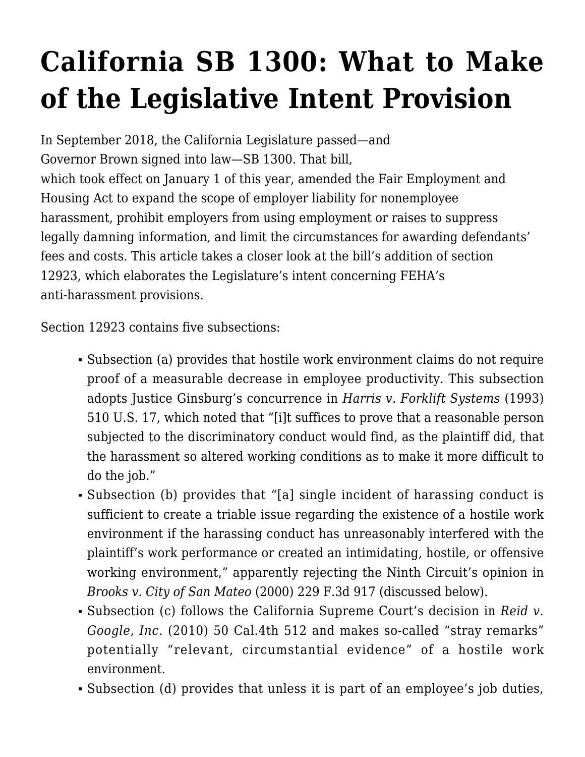# California SB 1300: What to Make of the Legislative Intent Provision

In September 2018, the California Legislature passed—and Governor Brown signed into law—SB 1300. That bill, which took effect on January 1 of this year, amended the Fair Employment and Housing Act to expand the scope of employer liability for nonemployee harassment, prohibit employers from using employment or raises to suppress legally damning information, and limit the circumstances for awarding defendants' fees and costs. This article takes a closer look at the bill's addition of section 12923, which elaborates the Legislature's intent concerning FEHA's anti-harassment provisions.

Section 12923 contains five subsections:

- Subsection (a) provides that hostile work environment claims do not require proof of a measurable decrease in employee productivity. This subsection adopts Justice Ginsburg's concurrence in *Harris v. Forklift Systems* (1993) 510 U.S. 17, which noted that "[i]t suffices to prove that a reasonable person subjected to the discriminatory conduct would find, as the plaintiff did, that the harassment so altered working conditions as to make it more difficult to do the job."
- Subsection (b) provides that "[a] single incident of harassing conduct is sufficient to create a triable issue regarding the existence of a hostile work environment if the harassing conduct has unreasonably interfered with the plaintiff's work performance or created an intimidating, hostile, or offensive working environment," apparently rejecting the Ninth Circuit's opinion in *Brooks v. City of San Mateo* (2000) 229 F.3d 917 (discussed below).
- Subsection (c) follows the California Supreme Court's decision in *Reid v. Google, Inc.* (2010) 50 Cal.4th 512 and makes so-called "stray remarks" potentially "relevant, circumstantial evidence" of a hostile work environment.
- Subsection (d) provides that unless it is part of an employee's job duties,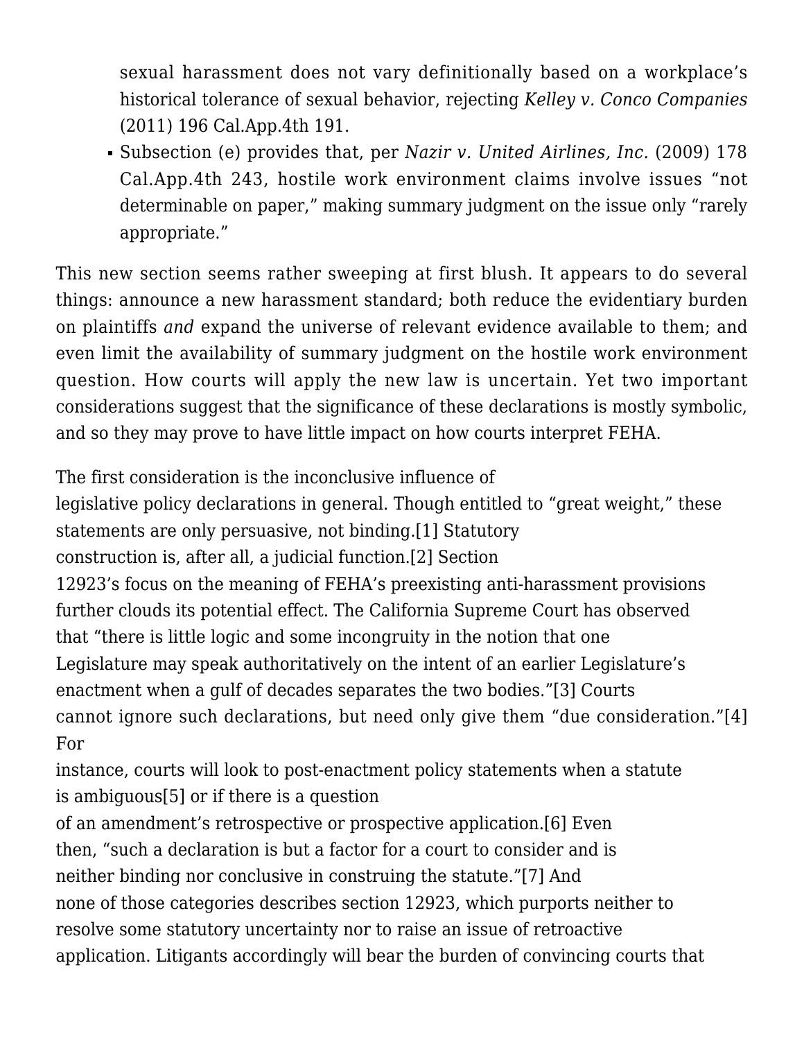sexual harassment does not vary definitionally based on a workplace's historical tolerance of sexual behavior, rejecting *Kelley v. Conco Companies* (2011) 196 Cal.App.4th 191.

- Subsection (e) provides that, per *Nazir v. United Airlines, Inc.* (2009) 178 Cal.App.4th 243, hostile work environment claims involve issues "not determinable on paper," making summary judgment on the issue only "rarely appropriate."

This new section seems rather sweeping at first blush. It appears to do several things: announce a new harassment standard; both reduce the evidentiary burden on plaintiffs *and* expand the universe of relevant evidence available to them; and even limit the availability of summary judgment on the hostile work environment question. How courts will apply the new law is uncertain. Yet two important considerations suggest that the significance of these declarations is mostly symbolic, and so they may prove to have little impact on how courts interpret FEHA.

The first consideration is the inconclusive influence of legislative policy declarations in general. Though entitled to "great weight," these statements are only persuasive, not binding.[1] Statutory construction is, after all, a judicial function.[2] Section 12923's focus on the meaning of FEHA's preexisting anti-harassment provisions further clouds its potential effect. The California Supreme Court has observed that "there is little logic and some incongruity in the notion that one Legislature may speak authoritatively on the intent of an earlier Legislature's enactment when a gulf of decades separates the two bodies."[3] Courts cannot ignore such declarations, but need only give them "due consideration."[4] For instance, courts will look to post-enactment policy statements when a statute is ambiguous[5] or if there is a question of an amendment's retrospective or prospective application.[6] Even then, "such a declaration is but a factor for a court to consider and is neither binding nor conclusive in construing the statute."[7] And none of those categories describes section 12923, which purports neither to resolve some statutory uncertainty nor to raise an issue of retroactive application. Litigants accordingly will bear the burden of convincing courts that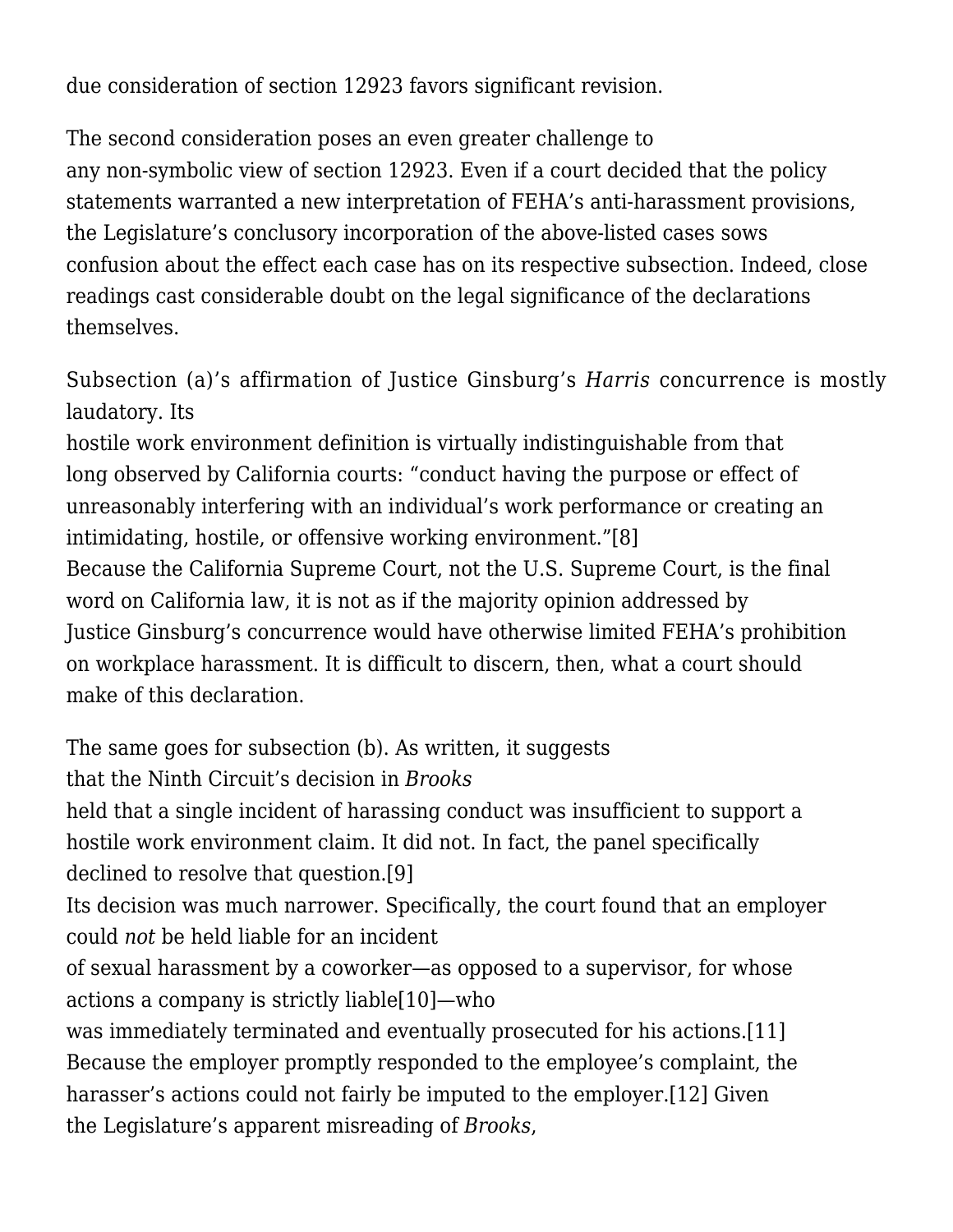due consideration of section 12923 favors significant revision.

The second consideration poses an even greater challenge to any non-symbolic view of section 12923. Even if a court decided that the policy statements warranted a new interpretation of FEHA's anti-harassment provisions, the Legislature's conclusory incorporation of the above-listed cases sows confusion about the effect each case has on its respective subsection. Indeed, close readings cast considerable doubt on the legal significance of the declarations themselves.

Subsection (a)'s affirmation of Justice Ginsburg's *Harris* concurrence is mostly laudatory. Its hostile work environment definition is virtually indistinguishable from that long observed by California courts: "conduct having the purpose or effect of unreasonably interfering with an individual's work performance or creating an intimidating, hostile, or offensive working environment."[8] Because the California Supreme Court, not the U.S. Supreme Court, is the final word on California law, it is not as if the majority opinion addressed by Justice Ginsburg's concurrence would have otherwise limited FEHA's prohibition on workplace harassment. It is difficult to discern, then, what a court should make of this declaration.

The same goes for subsection (b). As written, it suggests that the Ninth Circuit's decision in *Brooks* held that a single incident of harassing conduct was insufficient to support a hostile work environment claim. It did not. In fact, the panel specifically declined to resolve that question.[9] Its decision was much narrower. Specifically, the court found that an employer could *not* be held liable for an incident of sexual harassment by a coworker—as opposed to a supervisor, for whose actions a company is strictly liable[10]—who was immediately terminated and eventually prosecuted for his actions.[11] Because the employer promptly responded to the employee's complaint, the harasser's actions could not fairly be imputed to the employer.[12] Given the Legislature's apparent misreading of *Brooks*,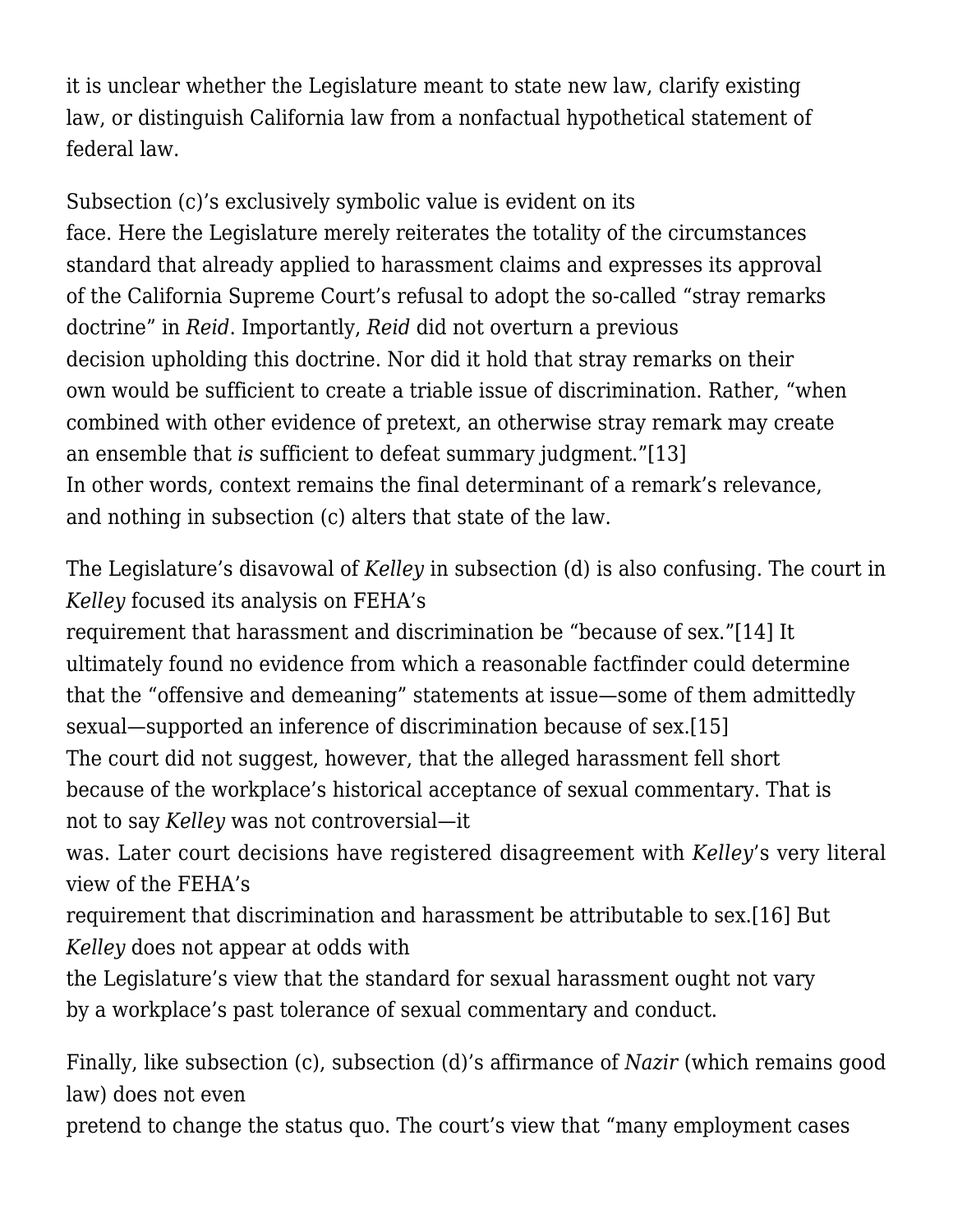it is unclear whether the Legislature meant to state new law, clarify existing law, or distinguish California law from a nonfactual hypothetical statement of federal law.

Subsection (c)'s exclusively symbolic value is evident on its face. Here the Legislature merely reiterates the totality of the circumstances standard that already applied to harassment claims and expresses its approval of the California Supreme Court's refusal to adopt the so-called "stray remarks doctrine" in *Reid*. Importantly, *Reid* did not overturn a previous decision upholding this doctrine. Nor did it hold that stray remarks on their own would be sufficient to create a triable issue of discrimination. Rather, "when combined with other evidence of pretext, an otherwise stray remark may create an ensemble that *is* sufficient to defeat summary judgment."[13] In other words, context remains the final determinant of a remark's relevance, and nothing in subsection (c) alters that state of the law.

The Legislature's disavowal of *Kelley* in subsection (d) is also confusing. The court in *Kelley* focused its analysis on FEHA's requirement that harassment and discrimination be "because of sex."[14] It ultimately found no evidence from which a reasonable factfinder could determine that the "offensive and demeaning" statements at issue—some of them admittedly sexual—supported an inference of discrimination because of sex.[15] The court did not suggest, however, that the alleged harassment fell short because of the workplace's historical acceptance of sexual commentary. That is not to say *Kelley* was not controversial—it was. Later court decisions have registered disagreement with *Kelley*'s very literal view of the FEHA's requirement that discrimination and harassment be attributable to sex.[16] But *Kelley* does not appear at odds with the Legislature's view that the standard for sexual harassment ought not vary by a workplace's past tolerance of sexual commentary and conduct.

Finally, like subsection (c), subsection (d)'s affirmance of *Nazir* (which remains good law) does not even pretend to change the status quo. The court's view that "many employment cases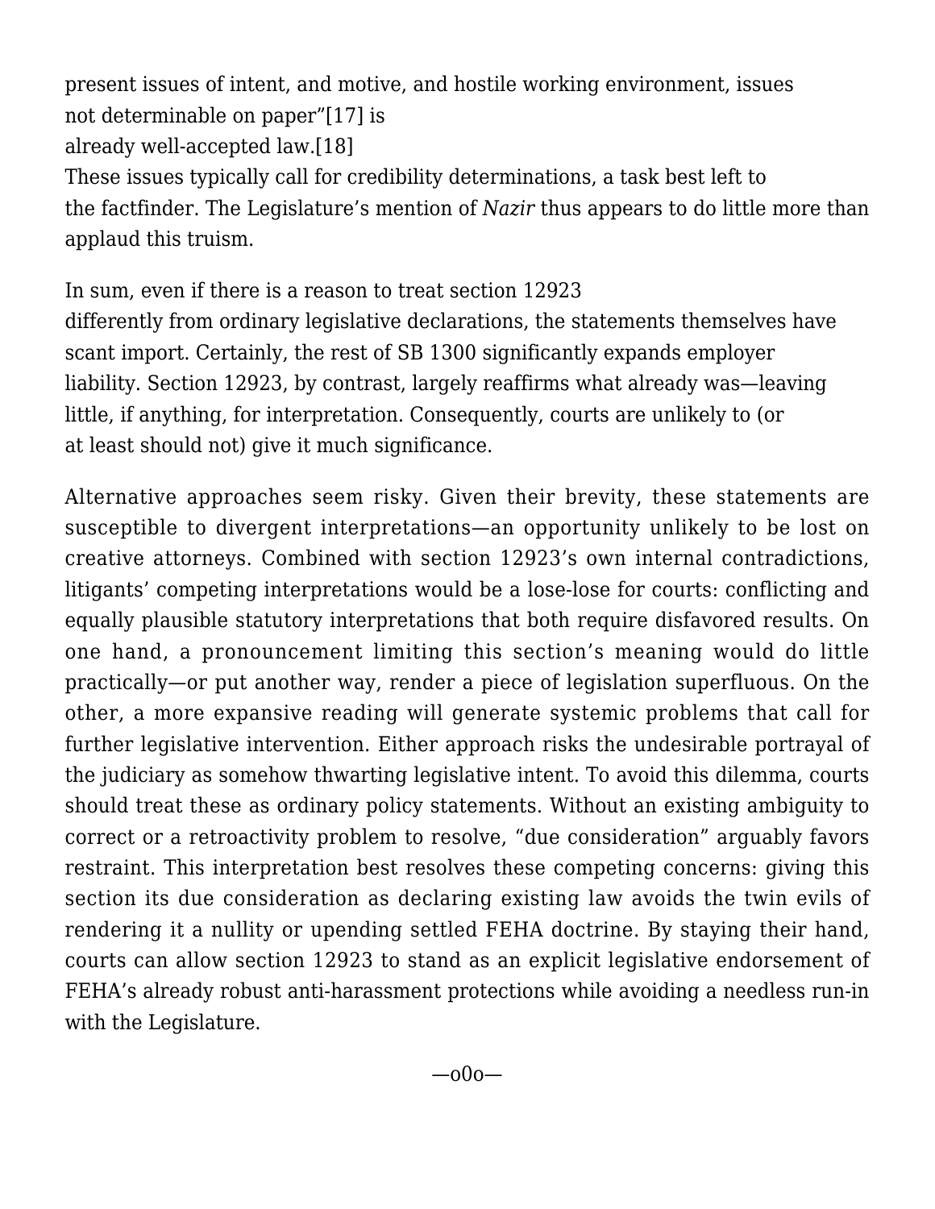present issues of intent, and motive, and hostile working environment, issues not determinable on paper"[17] is already well-accepted law.[18] These issues typically call for credibility determinations, a task best left to the factfinder. The Legislature's mention of *Nazir* thus appears to do little more than applaud this truism.

In sum, even if there is a reason to treat section 12923 differently from ordinary legislative declarations, the statements themselves have scant import. Certainly, the rest of SB 1300 significantly expands employer liability. Section 12923, by contrast, largely reaffirms what already was—leaving little, if anything, for interpretation. Consequently, courts are unlikely to (or at least should not) give it much significance.

Alternative approaches seem risky. Given their brevity, these statements are susceptible to divergent interpretations—an opportunity unlikely to be lost on creative attorneys. Combined with section 12923's own internal contradictions, litigants' competing interpretations would be a lose-lose for courts: conflicting and equally plausible statutory interpretations that both require disfavored results. On one hand, a pronouncement limiting this section's meaning would do little practically—or put another way, render a piece of legislation superfluous. On the other, a more expansive reading will generate systemic problems that call for further legislative intervention. Either approach risks the undesirable portrayal of the judiciary as somehow thwarting legislative intent. To avoid this dilemma, courts should treat these as ordinary policy statements. Without an existing ambiguity to correct or a retroactivity problem to resolve, "due consideration" arguably favors restraint. This interpretation best resolves these competing concerns: giving this section its due consideration as declaring existing law avoids the twin evils of rendering it a nullity or upending settled FEHA doctrine. By staying their hand, courts can allow section 12923 to stand as an explicit legislative endorsement of FEHA's already robust anti-harassment protections while avoiding a needless run-in with the Legislature.

—o0o—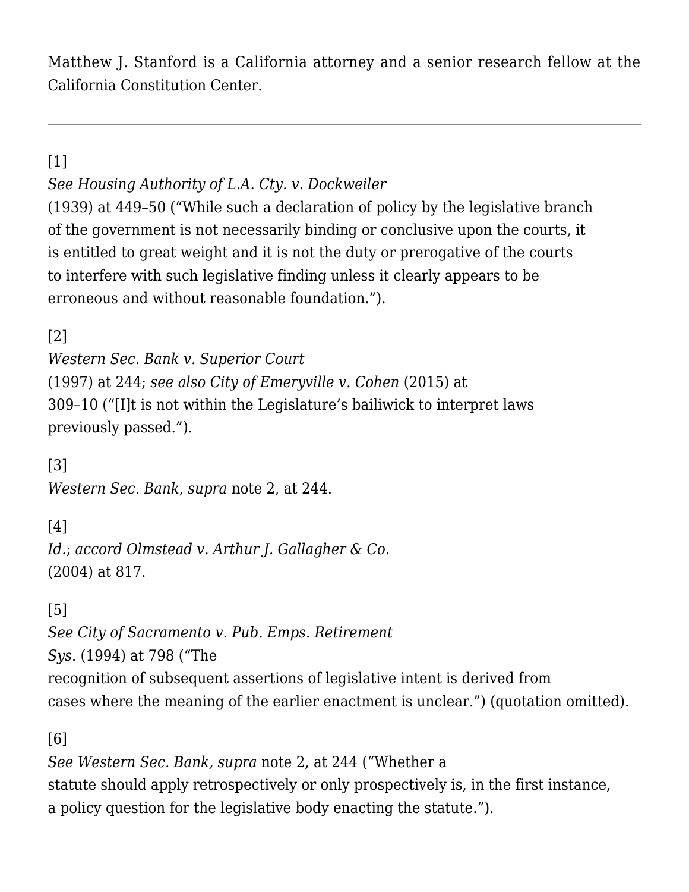Matthew J. Stanford is a California attorney and a senior research fellow at the California Constitution Center.

---

[1]
*See Housing Authority of L.A. Cty. v. Dockweiler* (1939) at 449–50 ("While such a declaration of policy by the legislative branch of the government is not necessarily binding or conclusive upon the courts, it is entitled to great weight and it is not the duty or prerogative of the courts to interfere with such legislative finding unless it clearly appears to be erroneous and without reasonable foundation.").

[2]
*Western Sec. Bank v. Superior Court* (1997) at 244; *see also City of Emeryville v. Cohen* (2015) at 309–10 ("[I]t is not within the Legislature's bailiwick to interpret laws previously passed.").

[3]
*Western Sec. Bank*, *supra* note 2, at 244.

[4]
*Id.*; *accord Olmstead v. Arthur J. Gallagher & Co.* (2004) at 817.

[5]
*See City of Sacramento v. Pub. Emps. Retirement Sys.* (1994) at 798 ("The recognition of subsequent assertions of legislative intent is derived from cases where the meaning of the earlier enactment is unclear.") (quotation omitted).

[6]
*See Western Sec. Bank*, *supra* note 2, at 244 ("Whether a statute should apply retrospectively or only prospectively is, in the first instance, a policy question for the legislative body enacting the statute.").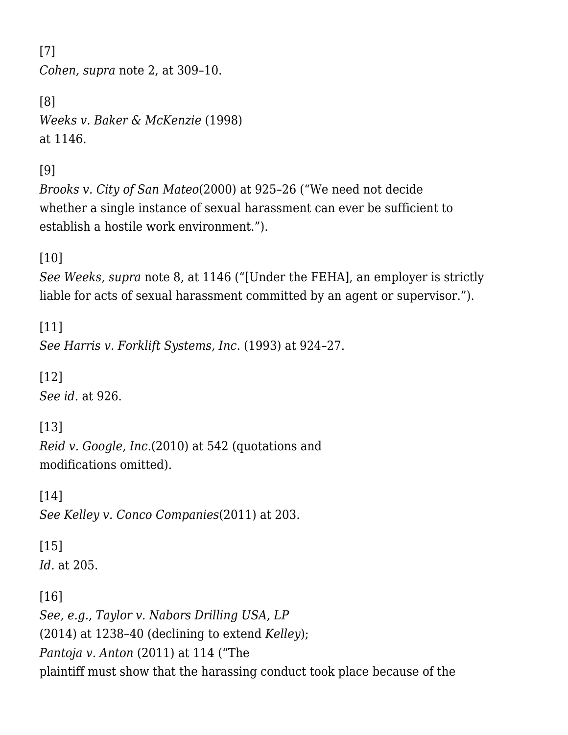[7]
*Cohen, supra* note 2, at 309–10.

[8]
*Weeks v. Baker & McKenzie* (1998)
at 1146.

[9]
*Brooks v. City of San Mateo*(2000) at 925–26 ("We need not decide whether a single instance of sexual harassment can ever be sufficient to establish a hostile work environment.").

[10]
*See Weeks, supra* note 8, at 1146 ("[Under the FEHA], an employer is strictly liable for acts of sexual harassment committed by an agent or supervisor.").

[11]
*See Harris v. Forklift Systems, Inc.* (1993) at 924–27.

[12]
*See id.* at 926.

[13]
*Reid v. Google, Inc.*(2010) at 542 (quotations and modifications omitted).

[14]
*See Kelley v. Conco Companies*(2011) at 203.

[15]
*Id.* at 205.

[16]
*See, e.g.*, *Taylor v. Nabors Drilling USA, LP*
(2014) at 1238–40 (declining to extend *Kelley*);
*Pantoja v. Anton* (2011) at 114 ("The
plaintiff must show that the harassing conduct took place because of the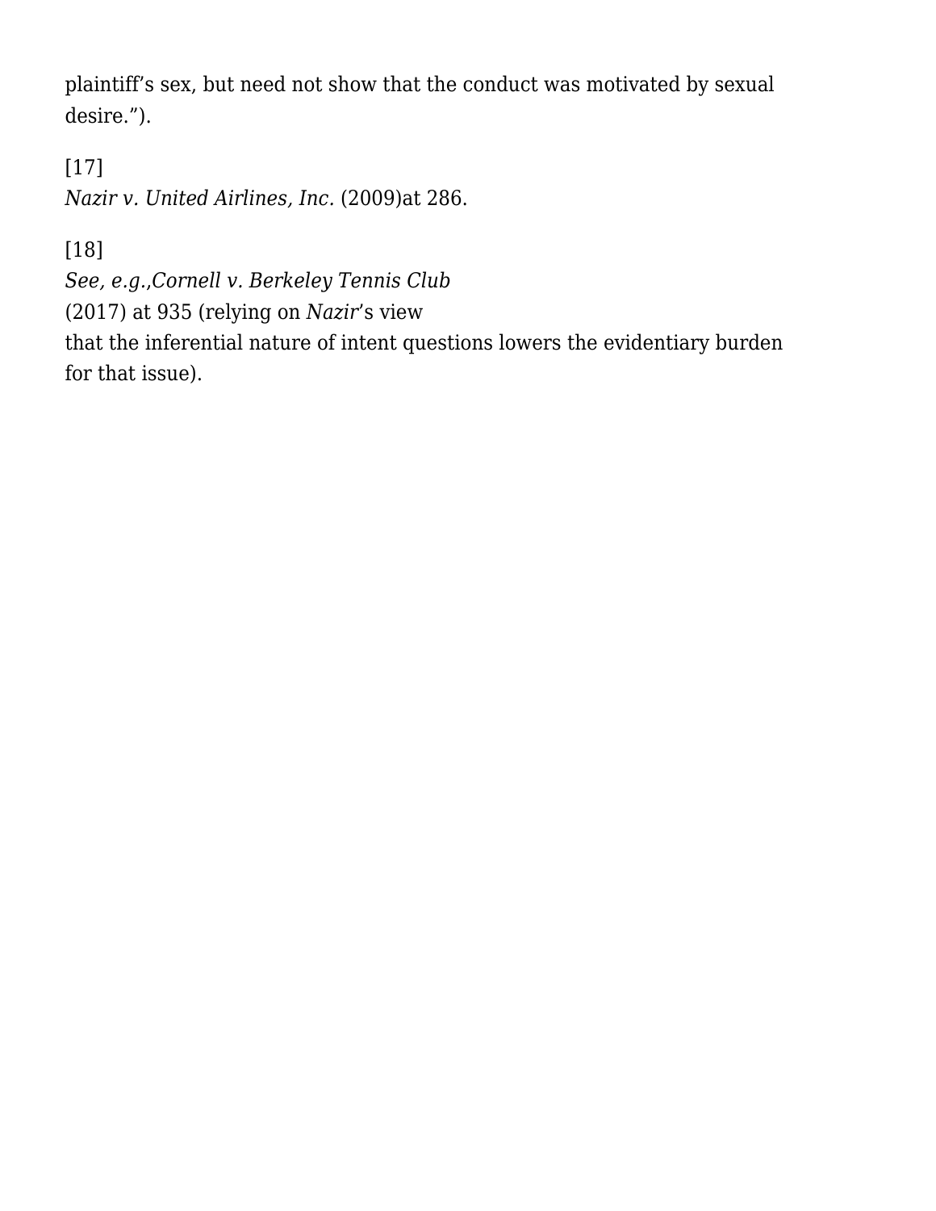plaintiff's sex, but need not show that the conduct was motivated by sexual desire.").

[17]
*Nazir v. United Airlines, Inc.* (2009)at 286.

[18]
*See, e.g.,Cornell v. Berkeley Tennis Club* (2017) at 935 (relying on *Nazir*'s view that the inferential nature of intent questions lowers the evidentiary burden for that issue).